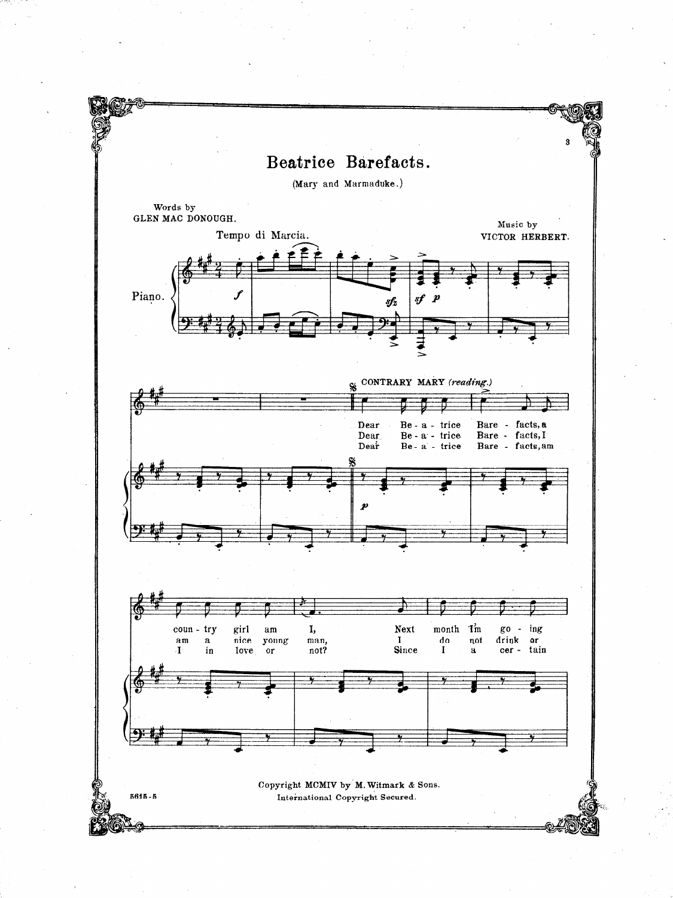# Beatrice Barefacts.

(Mary and Marmaduke.)

Words by
GLEN MAC DONOUGH.

Music by
VICTOR HERBERT.

Tempo di Marcia.

Piano.

CONTRARY MARY *(reading.)*

Dear Be-a-trice Bare-facts, a coun-try girl am I, Next month I'm go-ing
Dear Be-a-trice Bare-facts, I am a nice young man, I do not drink or
Dear Be-a-trice Bare-facts, am I in love or not? Since I a cer-tain

Copyright MCMIV by M. Witmark & Sons.
International Copyright Secured.

5615-5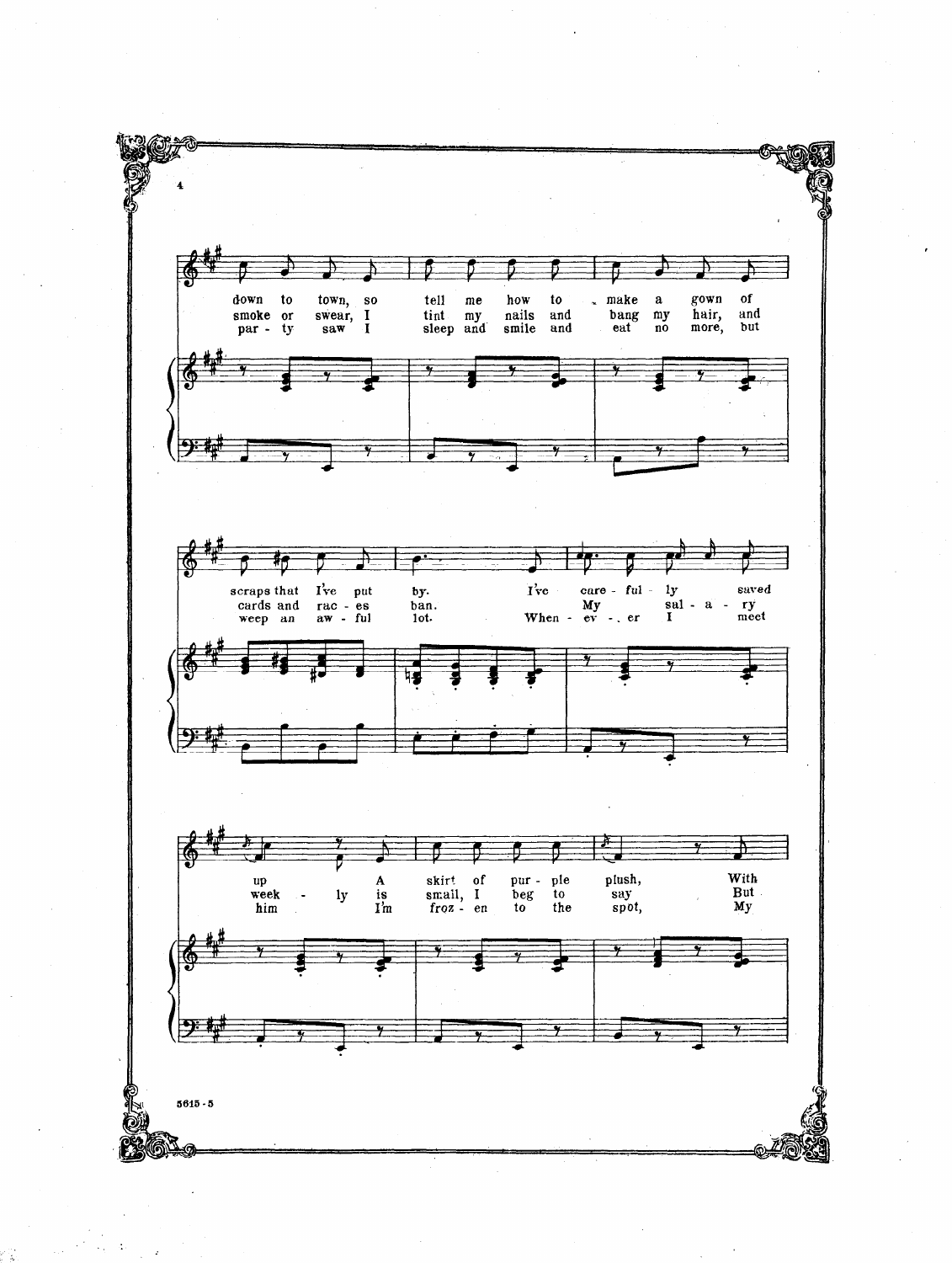down to town, so tell me how to make a gown of
smoke or swear, I tint my nails and bang my hair, and
par - ty saw I sleep and smile and eat no more, but

scraps that I've put by. I've care - ful - ly saved
cards and rac - es ban. My sal - a - ry
weep an aw - ful lot. When - ev - er I meet

up A skirt of pur - ple plush, With
week - ly is small, I beg to say But
him I'm froz - en to the spot, My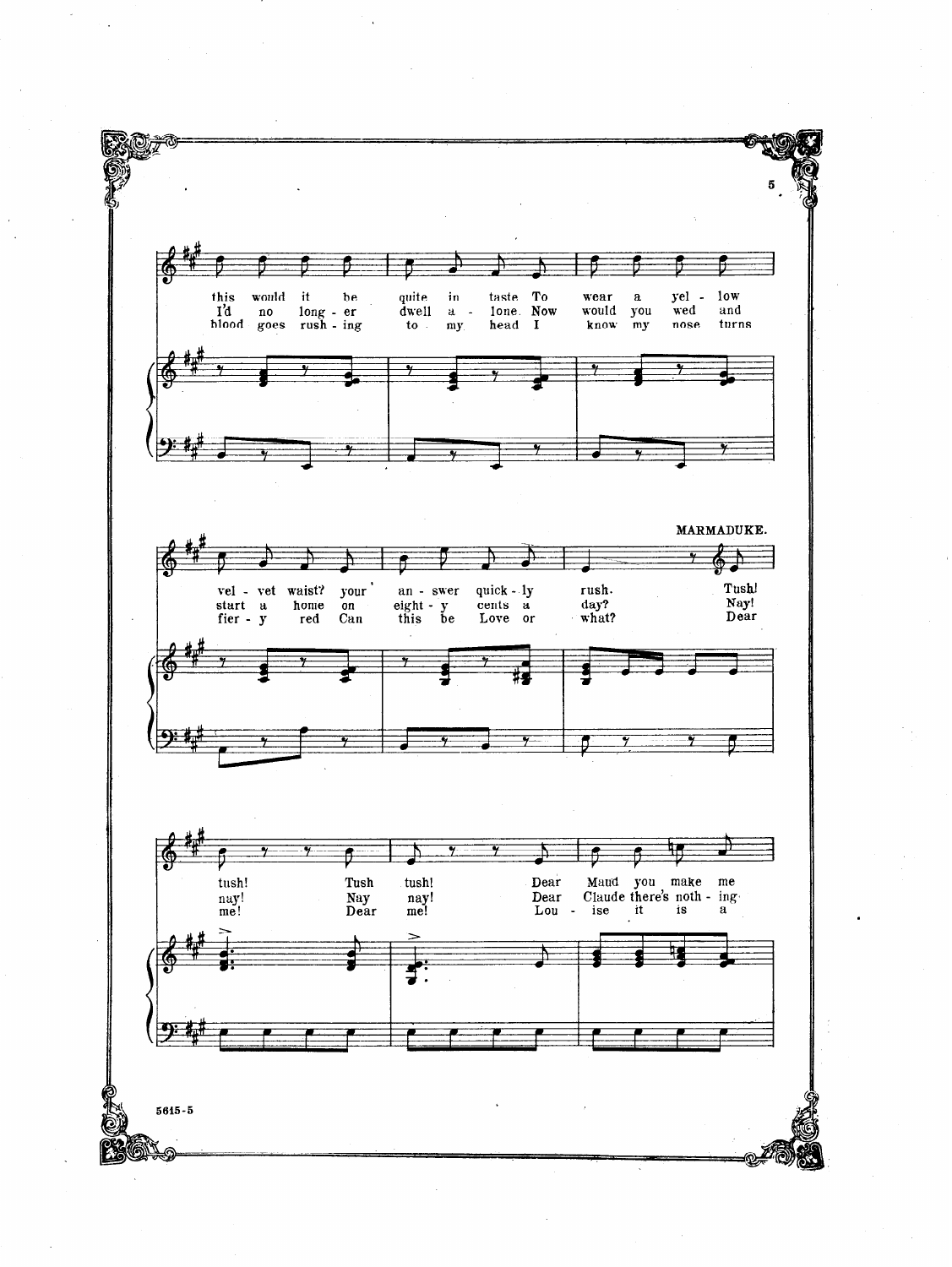this would it be quite in taste To wear a yel - low
I'd no long - er dwell a - lone. Now would you wed and
blood goes rush - ing to my head I know my nose turns

vel - vet waist? your an - swer quick - ly rush.
start a home on eight - y cents a day?
fier - y red Can this be Love or what?

MARMADUKE.

Tush!
Nay!
Dear

tush! Tush tush! Dear Maud you make me
nay! Nay nay! Dear Claude there's noth - ing
me! Dear me! Lou - ise it is a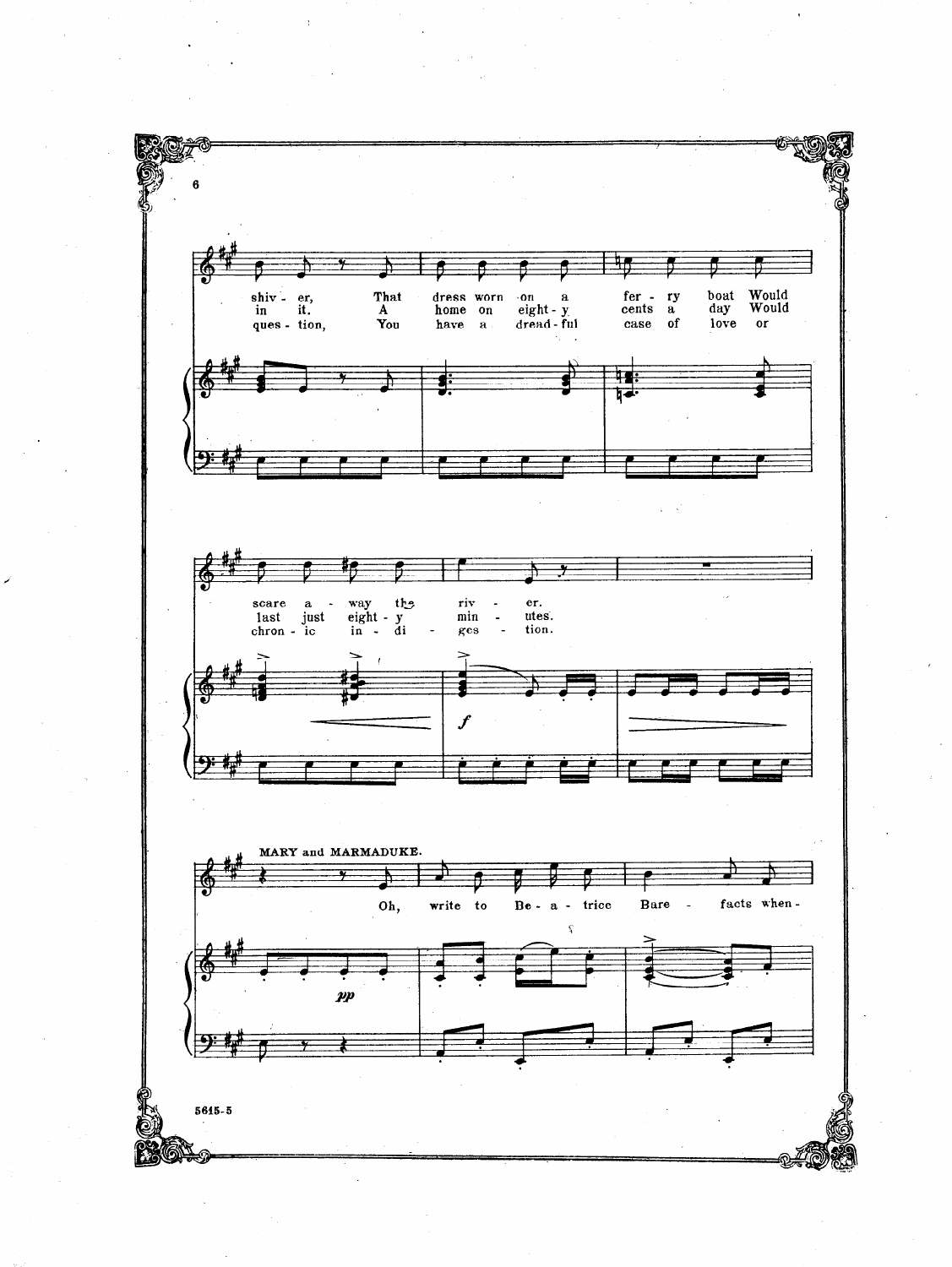shiv - er, That dress worn on a fer - ry boat Would
in it. A home on eight - y cents a day Would
ques - tion, You have a dread - ful case of love or

scare a - way the riv - er.
last just eight - y min - utes.
chron - ic in - di - ges - tion.

MARY and MARMADUKE.

Oh, write to Be - a - trice Bare - facts when -

5615-5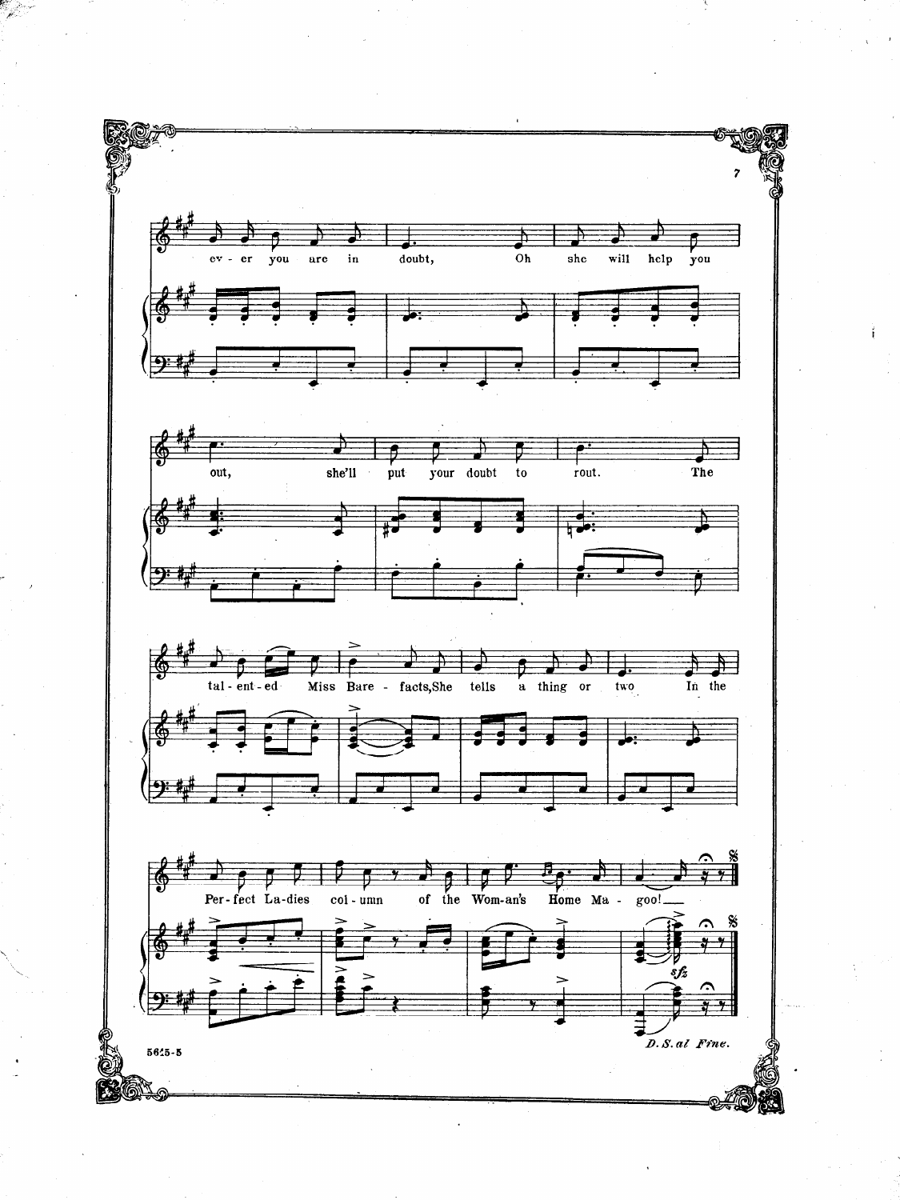ev - er you are in doubt, Oh she will help you

out, she'll put your doubt to rout. The

tal - ent - ed Miss Bare - facts, She tells a thing or two In the

Per - fect La - dies col - umn of the Wom - an's Home Ma - goo!

*sfz*

*D. S. al Fine.*